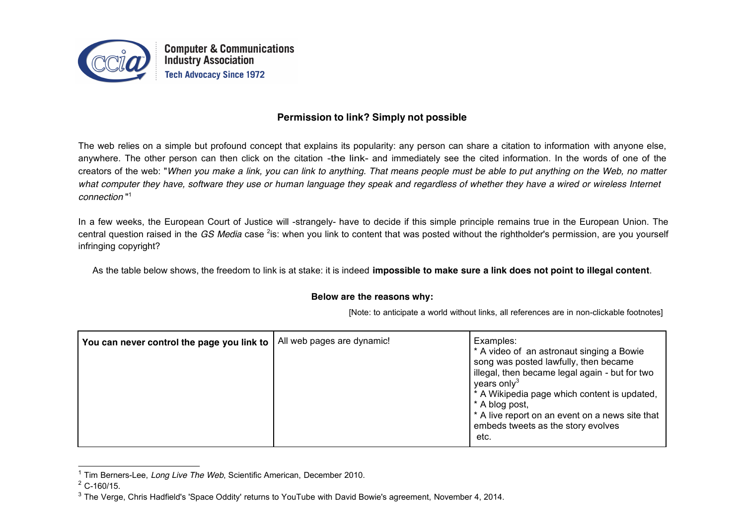Computer & Communications Industry Association
Tech Advocacy Since 1972

## Permission to link? Simply not possible

The web relies on a simple but profound concept that explains its popularity: any person can share a citation to information with anyone else, anywhere. The other person can then click on the citation -the link- and immediately see the cited information. In the words of one of the creators of the web: "*When you make a link, you can link to anything. That means people must be able to put anything on the Web, no matter what computer they have, software they use or human language they speak and regardless of whether they have a wired or wireless Internet connection* "[1]

In a few weeks, the European Court of Justice will -strangely- have to decide if this simple principle remains true in the European Union. The central question raised in the *GS Media* case [2]is: when you link to content that was posted without the rightholder's permission, are you yourself infringing copyright?

As the table below shows, the freedom to link is at stake: it is indeed **impossible to make sure a link does not point to illegal content**.

**Below are the reasons why:**

[Note: to anticipate a world without links, all references are in non-clickable footnotes]

| | | |
|---|---|---|
| **You can never control the page you link to** | All web pages are dynamic! | Examples:<br>* A video of an astronaut singing a Bowie song was posted lawfully, then became illegal, then became legal again - but for two years only[3]<br>* A Wikipedia page which content is updated,<br>* A blog post,<br>* A live report on an event on a news site that embeds tweets as the story evolves<br>etc. |

---

[1] Tim Berners-Lee, *Long Live The Web*, Scientific American, December 2010.

[2] C-160/15.

[3] The Verge, Chris Hadfield's 'Space Oddity' returns to YouTube with David Bowie's agreement, November 4, 2014.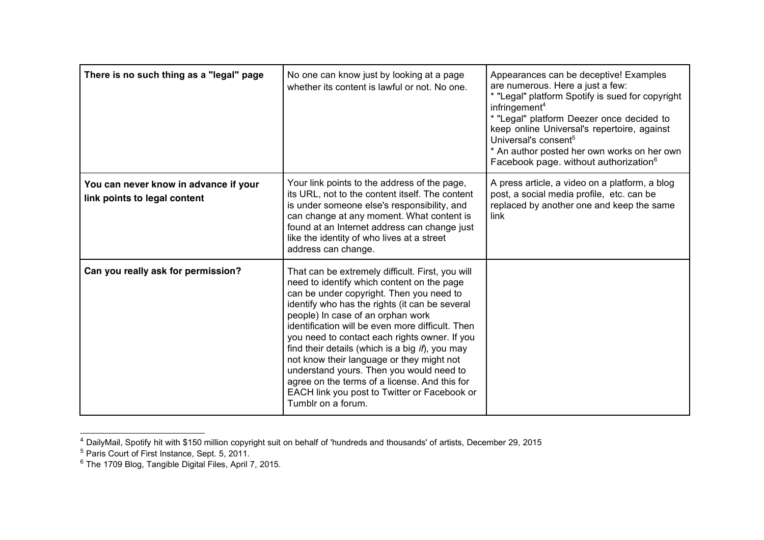| | | |
|---|---|---|
| **There is no such thing as a "legal" page** | No one can know just by looking at a page whether its content is lawful or not. No one. | Appearances can be deceptive! Examples are numerous. Here a just a few:<br>* "Legal" platform Spotify is sued for copyright infringement[4]<br>* "Legal" platform Deezer once decided to keep online Universal's repertoire, against Universal's consent[5]<br>* An author posted her own works on her own Facebook page. without authorization[6] |
| **You can never know in advance if your link points to legal content** | Your link points to the address of the page, its URL, not to the content itself. The content is under someone else's responsibility, and can change at any moment. What content is found at an Internet address can change just like the identity of who lives at a street address can change. | A press article, a video on a platform, a blog post, a social media profile, etc. can be replaced by another one and keep the same link |
| **Can you really ask for permission?** | That can be extremely difficult. First, you will need to identify which content on the page can be under copyright. Then you need to identify who has the rights (it can be several people) In case of an orphan work identification will be even more difficult. Then you need to contact each rights owner. If you find their details (which is a big *if*), you may not know their language or they might not understand yours. Then you would need to agree on the terms of a license. And this for EACH link you post to Twitter or Facebook or Tumblr on a forum. | |

[4] DailyMail, Spotify hit with $150 million copyright suit on behalf of 'hundreds and thousands' of artists, December 29, 2015

[5] Paris Court of First Instance, Sept. 5, 2011.

[6] The 1709 Blog, Tangible Digital Files, April 7, 2015.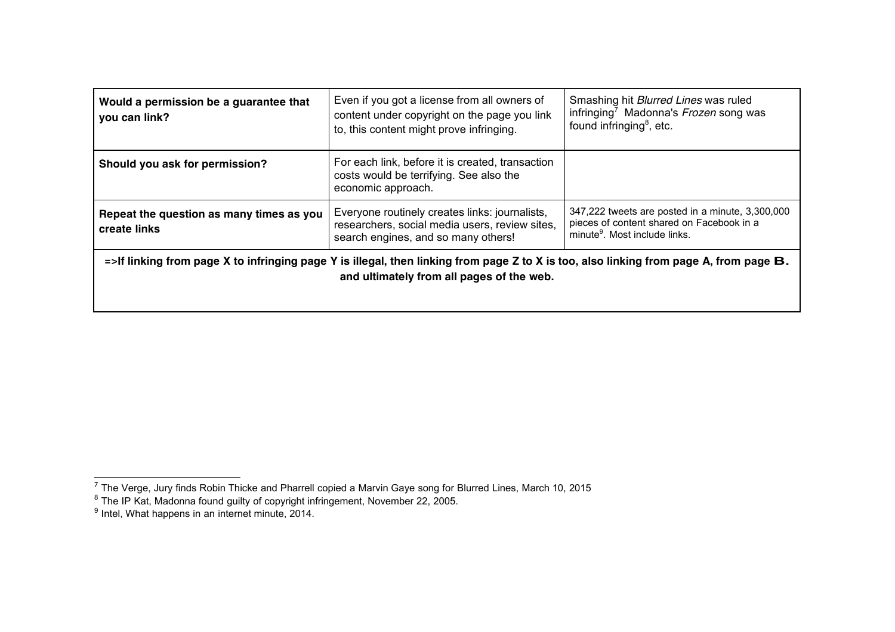| | | |
|---|---|---|
| **Would a permission be a guarantee that you can link?** | Even if you got a license from all owners of content under copyright on the page you link to, this content might prove infringing. | Smashing hit *Blurred Lines* was ruled infringing[7] Madonna's *Frozen* song was found infringing[8], etc. |
| **Should you ask for permission?** | For each link, before it is created, transaction costs would be terrifying. See also the economic approach. | |
| **Repeat the question as many times as you create links** | Everyone routinely creates links: journalists, researchers, social media users, review sites, search engines, and so many others! | 347,222 tweets are posted in a minute, 3,300,000 pieces of content shared on Facebook in a minute[9]. Most include links. |
| **=>If linking from page X to infringing page Y is illegal, then linking from page Z to X is too, also linking from page A, from page B. and ultimately from all pages of the web.** | | |

[7] The Verge, Jury finds Robin Thicke and Pharrell copied a Marvin Gaye song for Blurred Lines, March 10, 2015

[8] The IP Kat, Madonna found guilty of copyright infringement, November 22, 2005.

[9] Intel, What happens in an internet minute, 2014.